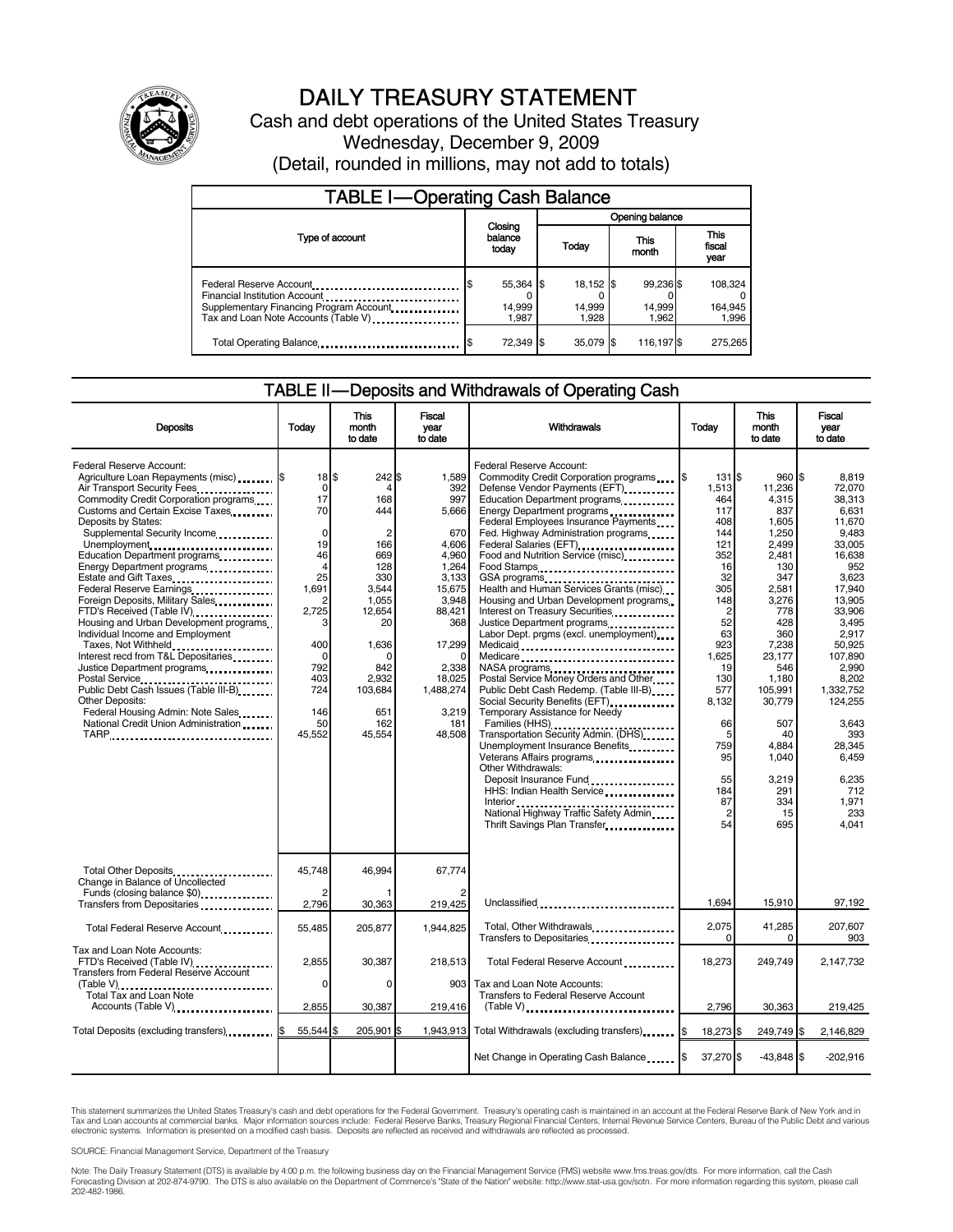# DAILY TREASURY STATEMENT

Cash and debt operations of the United States Treasury

Wednesday, December 9, 2009

(Detail, rounded in millions, may not add to totals)

## TABLE I—Operating Cash Balance

| Type of account | Closing balance today | Opening balance Today | Opening balance This month | Opening balance This fiscal year |
|---|---|---|---|---|
| Federal Reserve Account | $ 55,364 | $ 18,152 | $ 99,236 | $ 108,324 |
| Financial Institution Account | 0 | 0 | 0 | 0 |
| Supplementary Financing Program Account | 14,999 | 14,999 | 14,999 | 164,945 |
| Tax and Loan Note Accounts (Table V) | 1,987 | 1,928 | 1,962 | 1,996 |
| Total Operating Balance | $ 72,349 | $ 35,079 | $ 116,197 | $ 275,265 |

## TABLE II—Deposits and Withdrawals of Operating Cash

| Deposits | Today | This month to date | Fiscal year to date |
|---|---|---|---|
| Federal Reserve Account: | | | |
| Agriculture Loan Repayments (misc) | $ 18 | $ 242 | $ 1,589 |
| Air Transport Security Fees | 0 | 4 | 392 |
| Commodity Credit Corporation programs | 17 | 168 | 997 |
| Customs and Certain Excise Taxes | 70 | 444 | 5,666 |
| Deposits by States: | | | |
| Supplemental Security Income | 0 | 2 | 670 |
| Unemployment | 19 | 166 | 4,606 |
| Education Department programs | 46 | 669 | 4,960 |
| Energy Department programs | 4 | 128 | 1,264 |
| Estate and Gift Taxes | 25 | 330 | 3,133 |
| Federal Reserve Earnings | 1,691 | 3,544 | 15,675 |
| Foreign Deposits, Military Sales | 2 | 1,055 | 3,948 |
| FTD's Received (Table IV) | 2,725 | 12,654 | 88,421 |
| Housing and Urban Development programs | 3 | 20 | 368 |
| Individual Income and Employment Taxes, Not Withheld | 400 | 1,636 | 17,299 |
| Interest recd from T&L Depositaries | 0 | 0 | 0 |
| Justice Department programs | 792 | 842 | 2,338 |
| Postal Service | 403 | 2,932 | 18,025 |
| Public Debt Cash Issues (Table III-B) | 724 | 103,684 | 1,488,274 |
| Other Deposits: | | | |
| Federal Housing Admin: Note Sales | 146 | 651 | 3,219 |
| National Credit Union Administration | 50 | 162 | 181 |
| TARP | 45,552 | 45,554 | 48,508 |
| Total Other Deposits | 45,748 | 46,994 | 67,774 |
| Change in Balance of Uncollected Funds (closing balance $0) | 2 | 1 | 2 |
| Transfers from Depositaries | 2,796 | 30,363 | 219,425 |
| Total Federal Reserve Account | 55,485 | 205,877 | 1,944,825 |
| Tax and Loan Note Accounts: | | | |
| FTD's Received (Table IV) | 2,855 | 30,387 | 218,513 |
| Transfers from Federal Reserve Account (Table V) | 0 | 0 | 903 |
| Total Tax and Loan Note Accounts (Table V) | 2,855 | 30,387 | 219,416 |
| Total Deposits (excluding transfers) | $ 55,544 | $ 205,901 | $ 1,943,913 |

| Withdrawals | Today | This month to date | Fiscal year to date |
|---|---|---|---|
| Federal Reserve Account: | | | |
| Commodity Credit Corporation programs | $ 131 | $ 960 | $ 8,819 |
| Defense Vendor Payments (EFT) | 1,513 | 11,236 | 72,070 |
| Education Department programs | 464 | 4,315 | 38,313 |
| Energy Department programs | 117 | 837 | 6,631 |
| Federal Employees Insurance Payments | 408 | 1,605 | 11,670 |
| Fed. Highway Administration programs | 144 | 1,250 | 9,483 |
| Federal Salaries (EFT) | 121 | 2,499 | 33,005 |
| Food and Nutrition Service (misc) | 352 | 2,481 | 16,638 |
| Food Stamps | 16 | 130 | 952 |
| GSA programs | 32 | 347 | 3,623 |
| Health and Human Services Grants (misc) | 305 | 2,581 | 17,940 |
| Housing and Urban Development programs | 148 | 3,276 | 13,905 |
| Interest on Treasury Securities | 2 | 778 | 33,906 |
| Justice Department programs | 52 | 428 | 3,495 |
| Labor Dept. prgms (excl. unemployment) | 63 | 360 | 2,917 |
| Medicaid | 923 | 7,238 | 50,925 |
| Medicare | 1,625 | 23,177 | 107,890 |
| NASA programs | 19 | 546 | 2,990 |
| Postal Service Money Orders and Other | 130 | 1,180 | 8,202 |
| Public Debt Cash Redemp. (Table III-B) | 577 | 105,991 | 1,332,752 |
| Social Security Benefits (EFT) | 8,132 | 30,779 | 124,255 |
| Temporary Assistance for Needy Families (HHS) | 66 | 507 | 3,643 |
| Transportation Security Admin. (DHS) | 5 | 40 | 393 |
| Unemployment Insurance Benefits | 759 | 4,884 | 28,345 |
| Veterans Affairs programs | 95 | 1,040 | 6,459 |
| Other Withdrawals: | | | |
| Deposit Insurance Fund | 55 | 3,219 | 6,235 |
| HHS: Indian Health Service | 184 | 291 | 712 |
| Interior | 87 | 334 | 1,971 |
| National Highway Traffic Safety Admin | 2 | 15 | 233 |
| Thrift Savings Plan Transfer | 54 | 695 | 4,041 |
| Unclassified | 1,694 | 15,910 | 97,192 |
| Total, Other Withdrawals | 2,075 | 41,285 | 207,607 |
| Transfers to Depositaries | 0 | 0 | 903 |
| Total Federal Reserve Account | 18,273 | 249,749 | 2,147,732 |
| Tax and Loan Note Accounts: | | | |
| Transfers to Federal Reserve Account (Table V) | 2,796 | 30,363 | 219,425 |
| Total Withdrawals (excluding transfers) | $ 18,273 | $ 249,749 | $ 2,146,829 |
| Net Change in Operating Cash Balance | $ 37,270 | $ -43,848 | $ -202,916 |

This statement summarizes the United States Treasury's cash and debt operations for the Federal Government. Treasury's operating cash is maintained in an account at the Federal Reserve Bank of New York and in Tax and Loan accounts at commercial banks. Major information sources include: Federal Reserve Banks, Treasury Regional Financial Centers, Internal Revenue Service Centers, Bureau of the Public Debt and various electronic systems. Information is presented on a modified cash basis. Deposits are reflected as received and withdrawals are reflected as processed.

SOURCE: Financial Management Service, Department of the Treasury

Note: The Daily Treasury Statement (DTS) is available by 4:00 p.m. the following business day on the Financial Management Service (FMS) website www.fms.treas.gov/dts. For more information, call the Cash Forecasting Division at 202-874-9790. The DTS is also available on the Department of Commerce's "State of the Nation" website: http://www.stat-usa.gov/sotn. For more information regarding this system, please call 202-482-1986.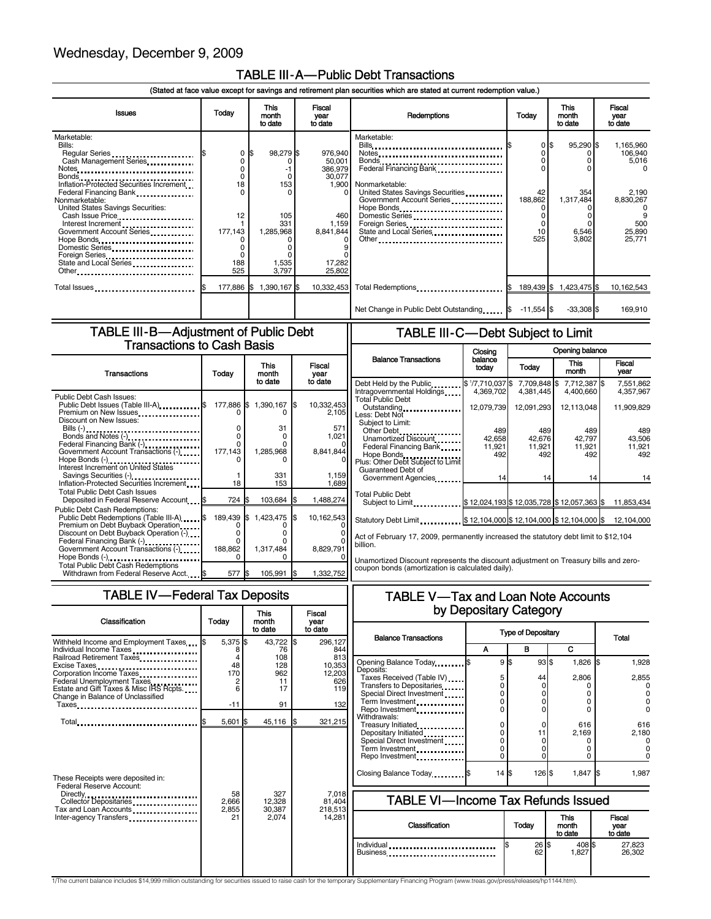Wednesday, December 9, 2009

## TABLE III-A—Public Debt Transactions

(Stated at face value except for savings and retirement plan securities which are stated at current redemption value.)

| Issues | Today | This month to date | Fiscal year to date |
|---|---|---|---|
| Marketable: | | | |
| Bills: | | | |
| Regular Series | $ 0 | $ 98,279 | $ 976,940 |
| Cash Management Series | 0 | 0 | 50,001 |
| Notes | 0 | -1 | 386,979 |
| Bonds | 0 | 0 | 30,077 |
| Inflation-Protected Securities Increment | 18 | 153 | 1,900 |
| Federal Financing Bank | 0 | 0 | 0 |
| Nonmarketable: | | | |
| United States Savings Securities: | | | |
| Cash Issue Price | 12 | 105 | 460 |
| Interest Increment | 1 | 331 | 1,159 |
| Government Account Series | 177,143 | 1,285,968 | 8,841,844 |
| Hope Bonds | 0 | 0 | 0 |
| Domestic Series | 0 | 0 | 9 |
| Foreign Series | 0 | 0 | 0 |
| State and Local Series | 188 | 1,535 | 17,282 |
| Other | 525 | 3,797 | 25,802 |
| Total Issues | $ 177,886 | $ 1,390,167 | $ 10,332,453 |

| Redemptions | Today | This month to date | Fiscal year to date |
|---|---|---|---|
| Marketable: | | | |
| Bills | $ 0 | $ 95,290 | $ 1,165,960 |
| Notes | 0 | 0 | 106,940 |
| Bonds | 0 | 0 | 5,016 |
| Federal Financing Bank | 0 | 0 | 0 |
| Nonmarketable: | | | |
| United States Savings Securities | 42 | 354 | 2,190 |
| Government Account Series | 188,862 | 1,317,484 | 8,830,267 |
| Hope Bonds | 0 | 0 | 0 |
| Domestic Series | 0 | 0 | 9 |
| Foreign Series | 0 | 0 | 500 |
| State and Local Series | 10 | 6,546 | 25,890 |
| Other | 525 | 3,802 | 25,771 |
| Total Redemptions | $ 189,439 | $ 1,423,475 | $ 10,162,543 |
| Net Change in Public Debt Outstanding | $ -11,554 | $ -33,308 | $ 169,910 |

## TABLE III-B—Adjustment of Public Debt Transactions to Cash Basis

| Transactions | Today | This month to date | Fiscal year to date |
|---|---|---|---|
| Public Debt Cash Issues: | | | |
| Public Debt Issues (Table III-A) | $ 177,886 | $ 1,390,167 | $ 10,332,453 |
| Premium on New Issues | 0 | 0 | 2,105 |
| Discount on New Issues: | | | |
| Bills (-) | 0 | 31 | 571 |
| Bonds and Notes (-) | 0 | 0 | 1,021 |
| Federal Financing Bank (-) | 0 | 0 | 0 |
| Government Account Transactions (-) | 177,143 | 1,285,968 | 8,841,844 |
| Hope Bonds (-) | 0 | 0 | 0 |
| Interest Increment on United States Savings Securities (-) | 1 | 331 | 1,159 |
| Inflation-Protected Securities Increment | 18 | 153 | 1,689 |
| Total Public Debt Cash Issues Deposited in Federal Reserve Account | $ 724 | $ 103,684 | $ 1,488,274 |
| Public Debt Cash Redemptions: | | | |
| Public Debt Redemptions (Table III-A) | $ 189,439 | $ 1,423,475 | $ 10,162,543 |
| Premium on Debt Buyback Operation | 0 | 0 | 0 |
| Discount on Debt Buyback Operation (-) | 0 | 0 | 0 |
| Federal Financing Bank (-) | 0 | 0 | 0 |
| Government Account Transactions (-) | 188,862 | 1,317,484 | 8,829,791 |
| Hope Bonds (-) | 0 | 0 | 0 |
| Total Public Debt Cash Redemptions Withdrawn from Federal Reserve Acct. | $ 577 | $ 105,991 | $ 1,332,752 |

## TABLE III-C—Debt Subject to Limit

| Balance Transactions | Closing balance today | Opening balance Today | Opening balance This month | Opening balance Fiscal year |
|---|---|---|---|---|
| Debt Held by the Public | $ [1]7,710,037 | $ 7,709,848 | $ 7,712,387 | $ 7,551,862 |
| Intragovernmental Holdings | 4,369,702 | 4,381,445 | 4,400,660 | 4,357,967 |
| Total Public Debt Outstanding | 12,079,739 | 12,091,293 | 12,113,048 | 11,909,829 |
| Less: Debt Not Subject to Limit: | | | | |
| Other Debt | 489 | 489 | 489 | 489 |
| Unamortized Discount | 42,658 | 42,676 | 42,797 | 43,506 |
| Federal Financing Bank | 11,921 | 11,921 | 11,921 | 11,921 |
| Hope Bonds | 492 | 492 | 492 | 492 |
| Plus: Other Debt Subject to Limit | | | | |
| Guaranteed Debt of Government Agencies | 14 | 14 | 14 | 14 |
| Total Public Debt Subject to Limit | $ 12,024,193 | $ 12,035,728 | $ 12,057,363 | $ 11,853,434 |
| Statutory Debt Limit | $ 12,104,000 | $ 12,104,000 | $ 12,104,000 | $ 12,104,000 |

Act of February 17, 2009, permanently increased the statutory debt limit to $12,104 billion.

Unamortized Discount represents the discount adjustment on Treasury bills and zero-coupon bonds (amortization is calculated daily).

## TABLE IV—Federal Tax Deposits

| Classification | Today | This month to date | Fiscal year to date |
|---|---|---|---|
| Withheld Income and Employment Taxes | $ 5,375 | $ 43,722 | $ 296,127 |
| Individual Income Taxes | 8 | 76 | 844 |
| Railroad Retirement Taxes | 4 | 108 | 813 |
| Excise Taxes | 48 | 128 | 10,353 |
| Corporation Income Taxes | 170 | 962 | 12,203 |
| Federal Unemployment Taxes | 2 | 11 | 626 |
| Estate and Gift Taxes & Misc IRS Rcpts. | 6 | 17 | 119 |
| Change in Balance of Unclassified Taxes | -11 | 91 | 132 |
| Total | $ 5,601 | $ 45,116 | $ 321,215 |
| These Receipts were deposited in: | | | |
| Federal Reserve Account: | | | |
| Directly | 58 | 327 | 7,018 |
| Collector Depositaries | 2,666 | 12,328 | 81,404 |
| Tax and Loan Accounts | 2,855 | 30,387 | 218,513 |
| Inter-agency Transfers | 21 | 2,074 | 14,281 |

## TABLE V—Tax and Loan Note Accounts by Depositary Category

| Balance Transactions | Type of Depositary A | B | C | Total |
|---|---|---|---|---|
| Opening Balance Today | $ 9 | $ 93 | $ 1,826 | $ 1,928 |
| Deposits: | | | | |
| Taxes Received (Table IV) | 5 | 44 | 2,806 | 2,855 |
| Transfers to Depositaries | 0 | 0 | 0 | 0 |
| Special Direct Investment | 0 | 0 | 0 | 0 |
| Term Investment | 0 | 0 | 0 | 0 |
| Repo Investment | 0 | 0 | 0 | 0 |
| Withdrawals: | | | | |
| Treasury Initiated | 0 | 0 | 616 | 616 |
| Depositary Initiated | 0 | 11 | 2,169 | 2,180 |
| Special Direct Investment | 0 | 0 | 0 | 0 |
| Term Investment | 0 | 0 | 0 | 0 |
| Repo Investment | 0 | 0 | 0 | 0 |
| Closing Balance Today | $ 14 | $ 126 | $ 1,847 | $ 1,987 |

## TABLE VI—Income Tax Refunds Issued

| Classification | Today | This month to date | Fiscal year to date |
|---|---|---|---|
| Individual | $ 26 | $ 408 | $ 27,823 |
| Business | 62 | 1,827 | 26,302 |

1/The current balance includes $14,999 million outstanding for securities issued to raise cash for the temporary Supplementary Financing Program (www.treas.gov/press/releases/hp1144.htm).